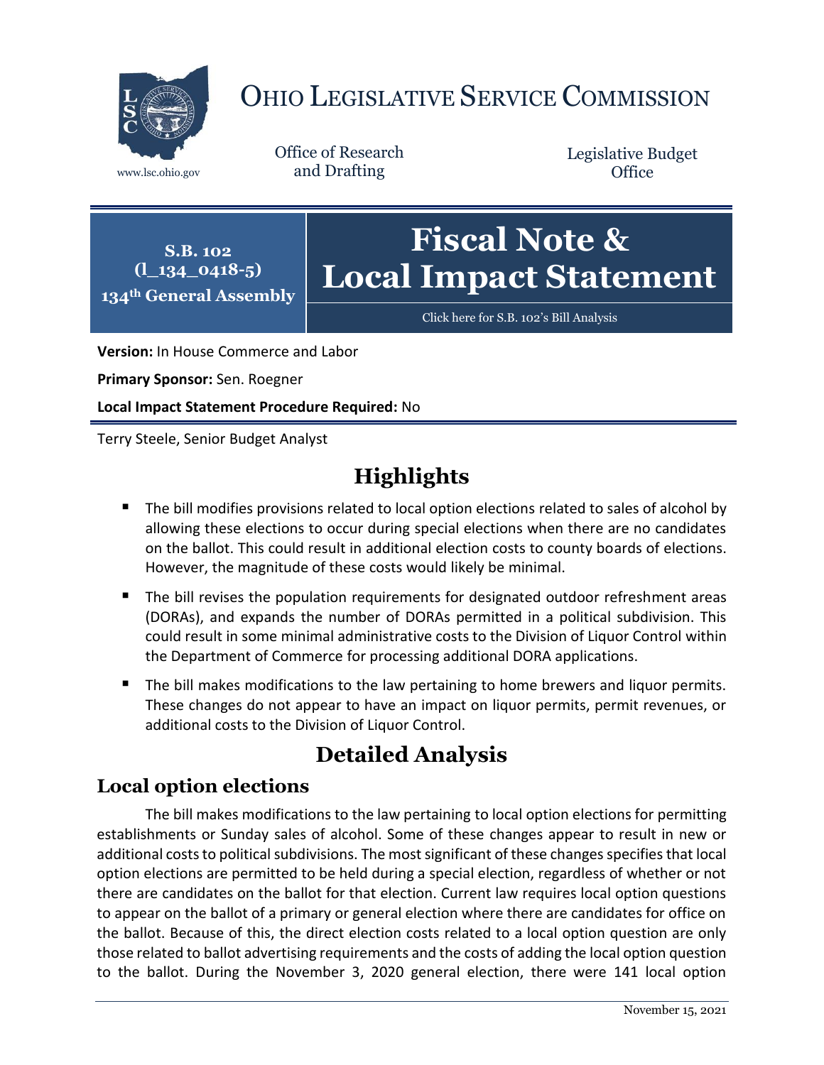# OHIO LEGISLATIVE SERVICE COMMISSION

www.lsc.ohio.gov

Office of Research and Drafting

Legislative Budget Office

**S.B. 102**
**(l_134_0418-5)**
**134th General Assembly**

# Fiscal Note & Local Impact Statement

Click here for S.B. 102's Bill Analysis

**Version:** In House Commerce and Labor

**Primary Sponsor:** Sen. Roegner

**Local Impact Statement Procedure Required:** No

Terry Steele, Senior Budget Analyst

## Highlights

- The bill modifies provisions related to local option elections related to sales of alcohol by allowing these elections to occur during special elections when there are no candidates on the ballot. This could result in additional election costs to county boards of elections. However, the magnitude of these costs would likely be minimal.
- The bill revises the population requirements for designated outdoor refreshment areas (DORAs), and expands the number of DORAs permitted in a political subdivision. This could result in some minimal administrative costs to the Division of Liquor Control within the Department of Commerce for processing additional DORA applications.
- The bill makes modifications to the law pertaining to home brewers and liquor permits. These changes do not appear to have an impact on liquor permits, permit revenues, or additional costs to the Division of Liquor Control.

## Detailed Analysis

### Local option elections

The bill makes modifications to the law pertaining to local option elections for permitting establishments or Sunday sales of alcohol. Some of these changes appear to result in new or additional costs to political subdivisions. The most significant of these changes specifies that local option elections are permitted to be held during a special election, regardless of whether or not there are candidates on the ballot for that election. Current law requires local option questions to appear on the ballot of a primary or general election where there are candidates for office on the ballot. Because of this, the direct election costs related to a local option question are only those related to ballot advertising requirements and the costs of adding the local option question to the ballot. During the November 3, 2020 general election, there were 141 local option

November 15, 2021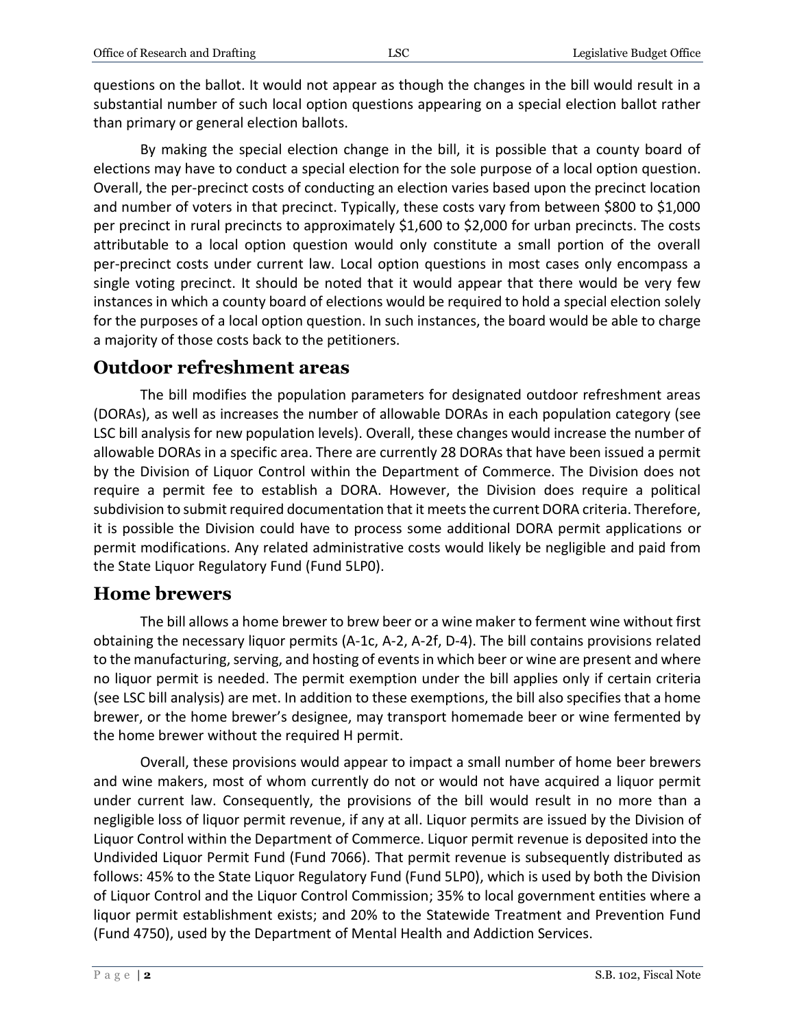questions on the ballot. It would not appear as though the changes in the bill would result in a substantial number of such local option questions appearing on a special election ballot rather than primary or general election ballots.

By making the special election change in the bill, it is possible that a county board of elections may have to conduct a special election for the sole purpose of a local option question. Overall, the per-precinct costs of conducting an election varies based upon the precinct location and number of voters in that precinct. Typically, these costs vary from between $800 to $1,000 per precinct in rural precincts to approximately $1,600 to $2,000 for urban precincts. The costs attributable to a local option question would only constitute a small portion of the overall per-precinct costs under current law. Local option questions in most cases only encompass a single voting precinct. It should be noted that it would appear that there would be very few instances in which a county board of elections would be required to hold a special election solely for the purposes of a local option question. In such instances, the board would be able to charge a majority of those costs back to the petitioners.

## Outdoor refreshment areas

The bill modifies the population parameters for designated outdoor refreshment areas (DORAs), as well as increases the number of allowable DORAs in each population category (see LSC bill analysis for new population levels). Overall, these changes would increase the number of allowable DORAs in a specific area. There are currently 28 DORAs that have been issued a permit by the Division of Liquor Control within the Department of Commerce. The Division does not require a permit fee to establish a DORA. However, the Division does require a political subdivision to submit required documentation that it meets the current DORA criteria. Therefore, it is possible the Division could have to process some additional DORA permit applications or permit modifications. Any related administrative costs would likely be negligible and paid from the State Liquor Regulatory Fund (Fund 5LP0).

## Home brewers

The bill allows a home brewer to brew beer or a wine maker to ferment wine without first obtaining the necessary liquor permits (A-1c, A-2, A-2f, D-4). The bill contains provisions related to the manufacturing, serving, and hosting of events in which beer or wine are present and where no liquor permit is needed. The permit exemption under the bill applies only if certain criteria (see LSC bill analysis) are met. In addition to these exemptions, the bill also specifies that a home brewer, or the home brewer's designee, may transport homemade beer or wine fermented by the home brewer without the required H permit.

Overall, these provisions would appear to impact a small number of home beer brewers and wine makers, most of whom currently do not or would not have acquired a liquor permit under current law. Consequently, the provisions of the bill would result in no more than a negligible loss of liquor permit revenue, if any at all. Liquor permits are issued by the Division of Liquor Control within the Department of Commerce. Liquor permit revenue is deposited into the Undivided Liquor Permit Fund (Fund 7066). That permit revenue is subsequently distributed as follows: 45% to the State Liquor Regulatory Fund (Fund 5LP0), which is used by both the Division of Liquor Control and the Liquor Control Commission; 35% to local government entities where a liquor permit establishment exists; and 20% to the Statewide Treatment and Prevention Fund (Fund 4750), used by the Department of Mental Health and Addiction Services.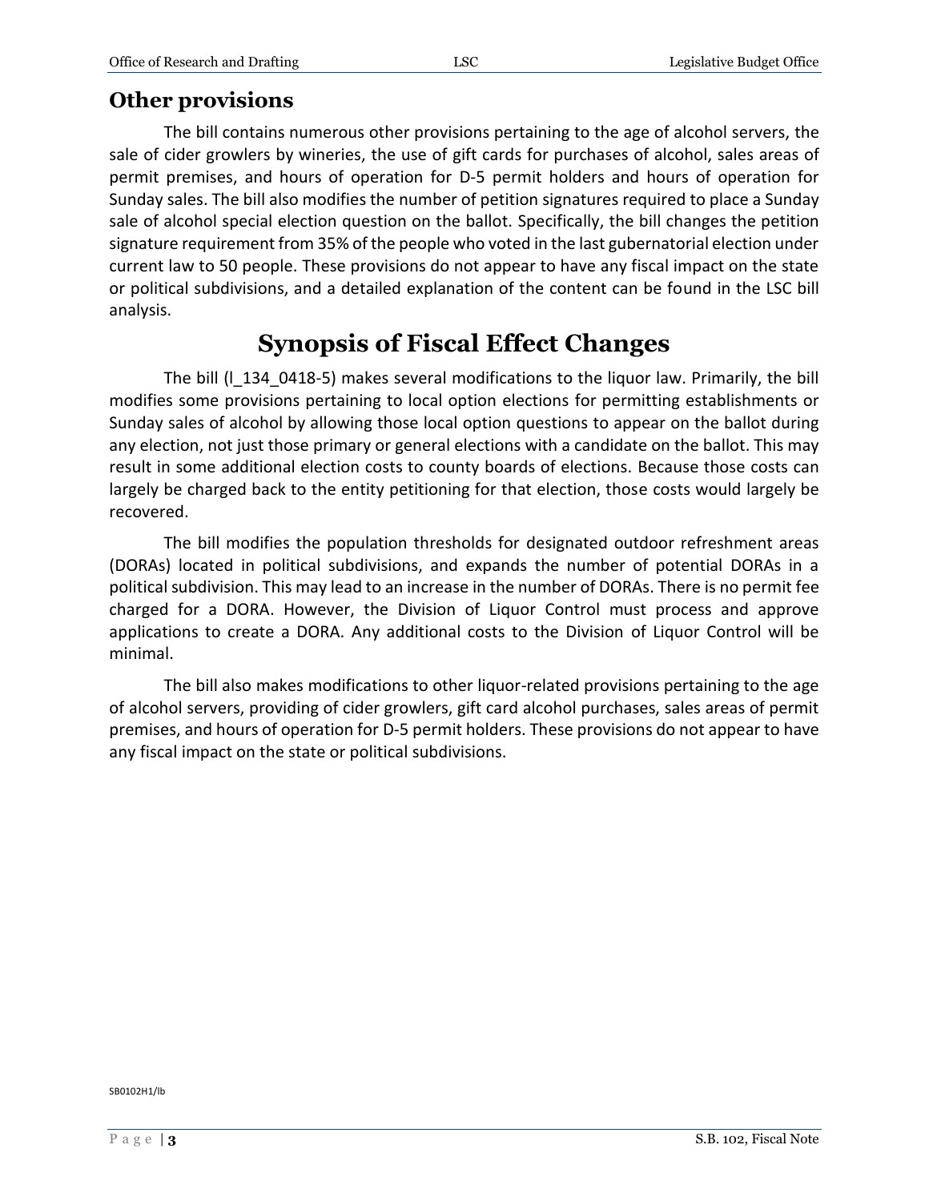## Other provisions

The bill contains numerous other provisions pertaining to the age of alcohol servers, the sale of cider growlers by wineries, the use of gift cards for purchases of alcohol, sales areas of permit premises, and hours of operation for D-5 permit holders and hours of operation for Sunday sales. The bill also modifies the number of petition signatures required to place a Sunday sale of alcohol special election question on the ballot. Specifically, the bill changes the petition signature requirement from 35% of the people who voted in the last gubernatorial election under current law to 50 people. These provisions do not appear to have any fiscal impact on the state or political subdivisions, and a detailed explanation of the content can be found in the LSC bill analysis.

# Synopsis of Fiscal Effect Changes

The bill (l_134_0418-5) makes several modifications to the liquor law. Primarily, the bill modifies some provisions pertaining to local option elections for permitting establishments or Sunday sales of alcohol by allowing those local option questions to appear on the ballot during any election, not just those primary or general elections with a candidate on the ballot. This may result in some additional election costs to county boards of elections. Because those costs can largely be charged back to the entity petitioning for that election, those costs would largely be recovered.

The bill modifies the population thresholds for designated outdoor refreshment areas (DORAs) located in political subdivisions, and expands the number of potential DORAs in a political subdivision. This may lead to an increase in the number of DORAs. There is no permit fee charged for a DORA. However, the Division of Liquor Control must process and approve applications to create a DORA. Any additional costs to the Division of Liquor Control will be minimal.

The bill also makes modifications to other liquor-related provisions pertaining to the age of alcohol servers, providing of cider growlers, gift card alcohol purchases, sales areas of permit premises, and hours of operation for D-5 permit holders. These provisions do not appear to have any fiscal impact on the state or political subdivisions.

SB0102H1/lb